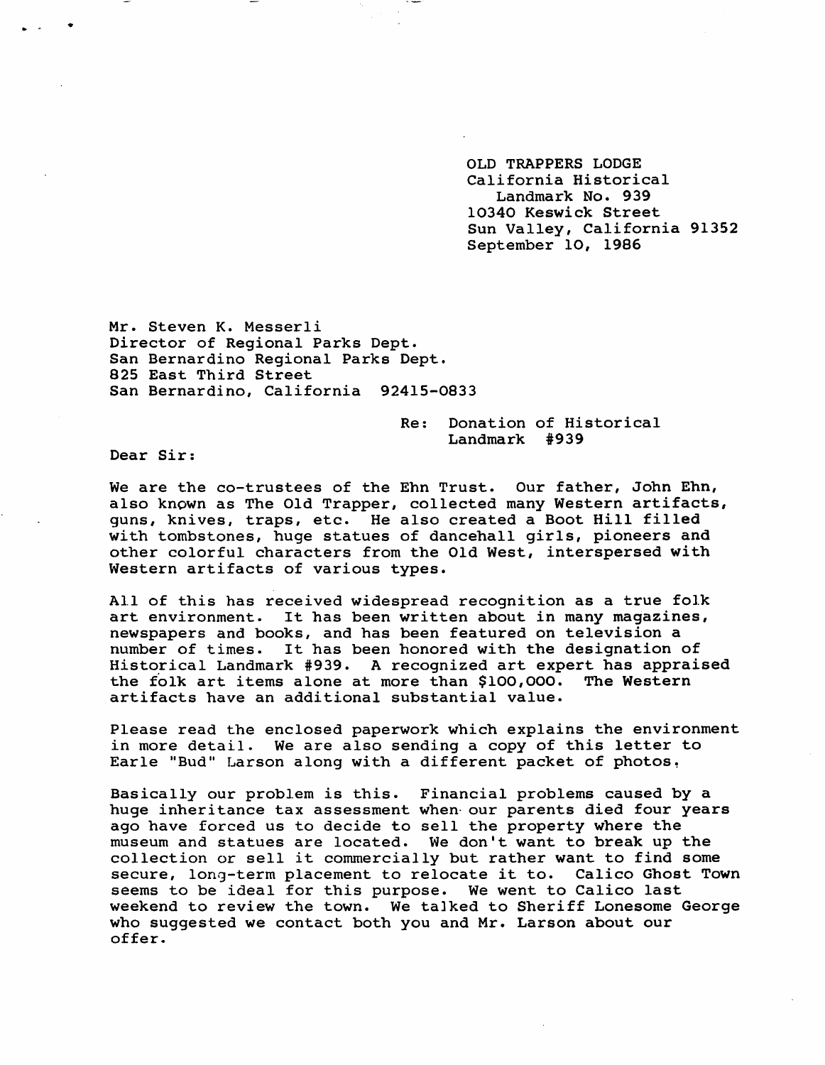OLD TRAPPERS LODGE
California Historical
Landmark No. 939
10340 Keswick Street
Sun Valley, California 91352
September 10, 1986

Mr. Steven K. Messerli
Director of Regional Parks Dept.
San Bernardino Regional Parks Dept.
825 East Third Street
San Bernardino, California 92415-0833

Re: Donation of Historical Landmark #939

Dear Sir:

We are the co-trustees of the Ehn Trust. Our father, John Ehn, also known as The Old Trapper, collected many Western artifacts, guns, knives, traps, etc. He also created a Boot Hill filled with tombstones, huge statues of dancehall girls, pioneers and other colorful characters from the Old West, interspersed with Western artifacts of various types.

All of this has received widespread recognition as a true folk art environment. It has been written about in many magazines, newspapers and books, and has been featured on television a number of times. It has been honored with the designation of Historical Landmark #939. A recognized art expert has appraised the folk art items alone at more than $100,000. The Western artifacts have an additional substantial value.

Please read the enclosed paperwork which explains the environment in more detail. We are also sending a copy of this letter to Earle "Bud" Larson along with a different packet of photos.

Basically our problem is this. Financial problems caused by a huge inheritance tax assessment when our parents died four years ago have forced us to decide to sell the property where the museum and statues are located. We don't want to break up the collection or sell it commercially but rather want to find some secure, long-term placement to relocate it to. Calico Ghost Town seems to be ideal for this purpose. We went to Calico last weekend to review the town. We talked to Sheriff Lonesome George who suggested we contact both you and Mr. Larson about our offer.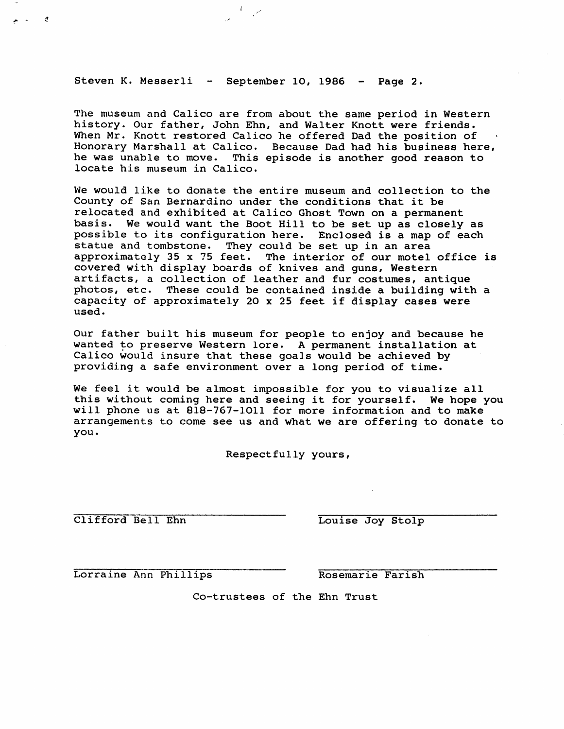The museum and Calico are from about the same period in Western history. Our father, John Ehn, and Walter Knott were friends. When Mr. Knott restored Calico he offered Dad the position of Honorary Marshall at Calico. Because Dad had his business here, he was unable to move. This episode is another good reason to locate his museum in Calico.

We would like to donate the entire museum and collection to the County of San Bernardino under the conditions that it be relocated and exhibited at Calico Ghost Town on a permanent basis. We would want the Boot Hill to be set up as closely as possible to its configuration here. Enclosed is a map of each statue and tombstone. They could be set up in an area approximately 35 x 75 feet. The interior of our motel office is covered with display boards of knives and guns, Western artifacts, a collection of leather and fur costumes, antique photos, etc. These could be contained inside a building with a capacity of approximately 20 x 25 feet if display cases were used.

Our father built his museum for people to enjoy and because he wanted to preserve Western lore. A permanent installation at Calico would insure that these goals would be achieved by providing a safe environment over a long period of time.

We feel it would be almost impossible for you to visualize all this without coming here and seeing it for yourself. We hope you will phone us at 818-767-1011 for more information and to make arrangements to come see us and what we are offering to donate to you.

Respectfully yours,

Clifford Bell Ehn

Louise Joy Stolp

Lorraine Ann Phillips

Rosemarie Farish

Co-trustees of the Ehn Trust